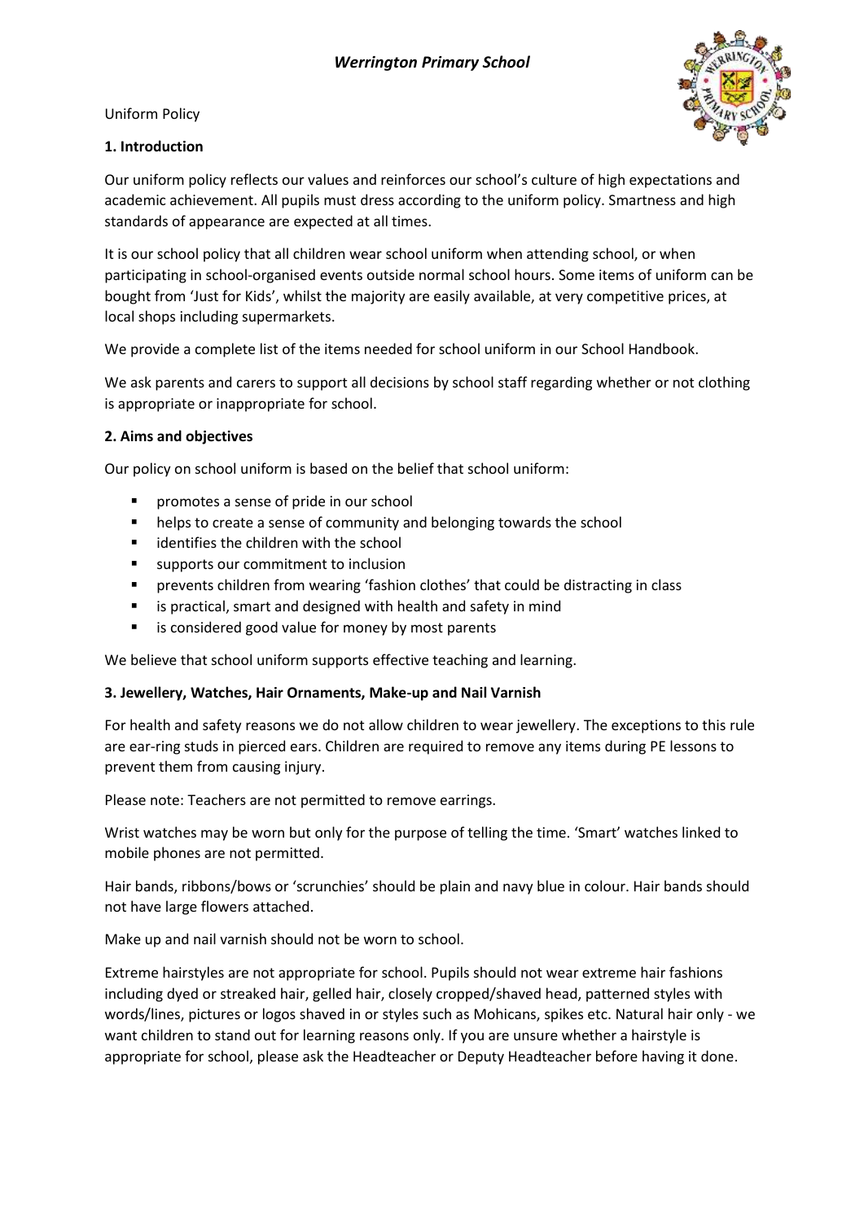# *Werrington Primary School*

Uniform Policy

## 1. Introduction

Our uniform policy reflects our values and reinforces our school's culture of high expectations and academic achievement. All pupils must dress according to the uniform policy. Smartness and high standards of appearance are expected at all times.

It is our school policy that all children wear school uniform when attending school, or when participating in school-organised events outside normal school hours. Some items of uniform can be bought from 'Just for Kids', whilst the majority are easily available, at very competitive prices, at local shops including supermarkets.

We provide a complete list of the items needed for school uniform in our School Handbook.

We ask parents and carers to support all decisions by school staff regarding whether or not clothing is appropriate or inappropriate for school.

## 2. Aims and objectives

Our policy on school uniform is based on the belief that school uniform:

- promotes a sense of pride in our school
- helps to create a sense of community and belonging towards the school
- identifies the children with the school
- supports our commitment to inclusion
- prevents children from wearing 'fashion clothes' that could be distracting in class
- is practical, smart and designed with health and safety in mind
- is considered good value for money by most parents

We believe that school uniform supports effective teaching and learning.

## 3. Jewellery, Watches, Hair Ornaments, Make-up and Nail Varnish

For health and safety reasons we do not allow children to wear jewellery. The exceptions to this rule are ear-ring studs in pierced ears. Children are required to remove any items during PE lessons to prevent them from causing injury.

Please note: Teachers are not permitted to remove earrings.

Wrist watches may be worn but only for the purpose of telling the time. 'Smart' watches linked to mobile phones are not permitted.

Hair bands, ribbons/bows or 'scrunchies' should be plain and navy blue in colour. Hair bands should not have large flowers attached.

Make up and nail varnish should not be worn to school.

Extreme hairstyles are not appropriate for school. Pupils should not wear extreme hair fashions including dyed or streaked hair, gelled hair, closely cropped/shaved head, patterned styles with words/lines, pictures or logos shaved in or styles such as Mohicans, spikes etc. Natural hair only - we want children to stand out for learning reasons only. If you are unsure whether a hairstyle is appropriate for school, please ask the Headteacher or Deputy Headteacher before having it done.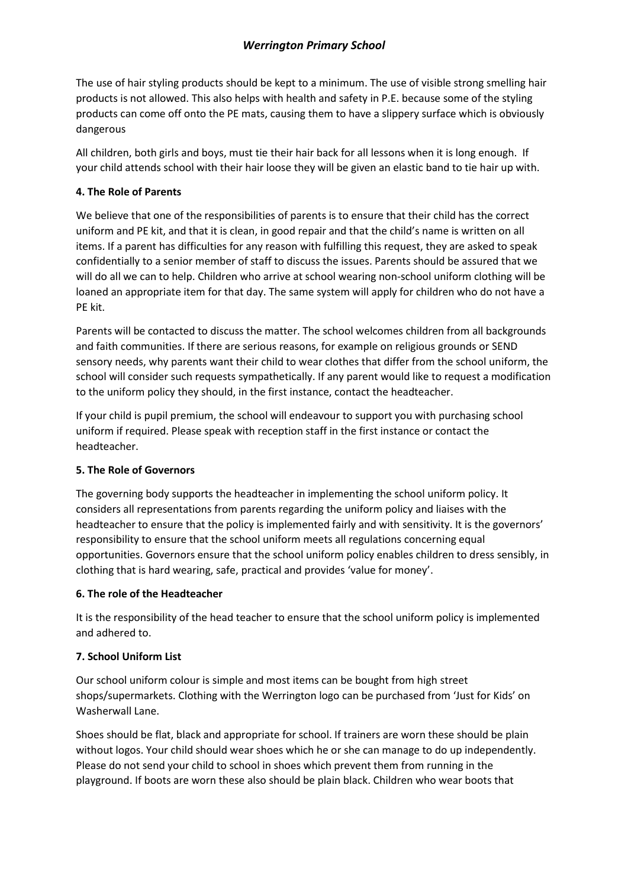The use of hair styling products should be kept to a minimum. The use of visible strong smelling hair products is not allowed. This also helps with health and safety in P.E. because some of the styling products can come off onto the PE mats, causing them to have a slippery surface which is obviously dangerous

All children, both girls and boys, must tie their hair back for all lessons when it is long enough. If your child attends school with their hair loose they will be given an elastic band to tie hair up with.

**4. The Role of Parents**

We believe that one of the responsibilities of parents is to ensure that their child has the correct uniform and PE kit, and that it is clean, in good repair and that the child's name is written on all items. If a parent has difficulties for any reason with fulfilling this request, they are asked to speak confidentially to a senior member of staff to discuss the issues. Parents should be assured that we will do all we can to help. Children who arrive at school wearing non-school uniform clothing will be loaned an appropriate item for that day. The same system will apply for children who do not have a PE kit.

Parents will be contacted to discuss the matter. The school welcomes children from all backgrounds and faith communities. If there are serious reasons, for example on religious grounds or SEND sensory needs, why parents want their child to wear clothes that differ from the school uniform, the school will consider such requests sympathetically. If any parent would like to request a modification to the uniform policy they should, in the first instance, contact the headteacher.

If your child is pupil premium, the school will endeavour to support you with purchasing school uniform if required. Please speak with reception staff in the first instance or contact the headteacher.

**5. The Role of Governors**

The governing body supports the headteacher in implementing the school uniform policy. It considers all representations from parents regarding the uniform policy and liaises with the headteacher to ensure that the policy is implemented fairly and with sensitivity. It is the governors' responsibility to ensure that the school uniform meets all regulations concerning equal opportunities. Governors ensure that the school uniform policy enables children to dress sensibly, in clothing that is hard wearing, safe, practical and provides 'value for money'.

**6. The role of the Headteacher**

It is the responsibility of the head teacher to ensure that the school uniform policy is implemented and adhered to.

**7. School Uniform List**

Our school uniform colour is simple and most items can be bought from high street shops/supermarkets. Clothing with the Werrington logo can be purchased from 'Just for Kids' on Washerwall Lane.

Shoes should be flat, black and appropriate for school. If trainers are worn these should be plain without logos. Your child should wear shoes which he or she can manage to do up independently. Please do not send your child to school in shoes which prevent them from running in the playground. If boots are worn these also should be plain black. Children who wear boots that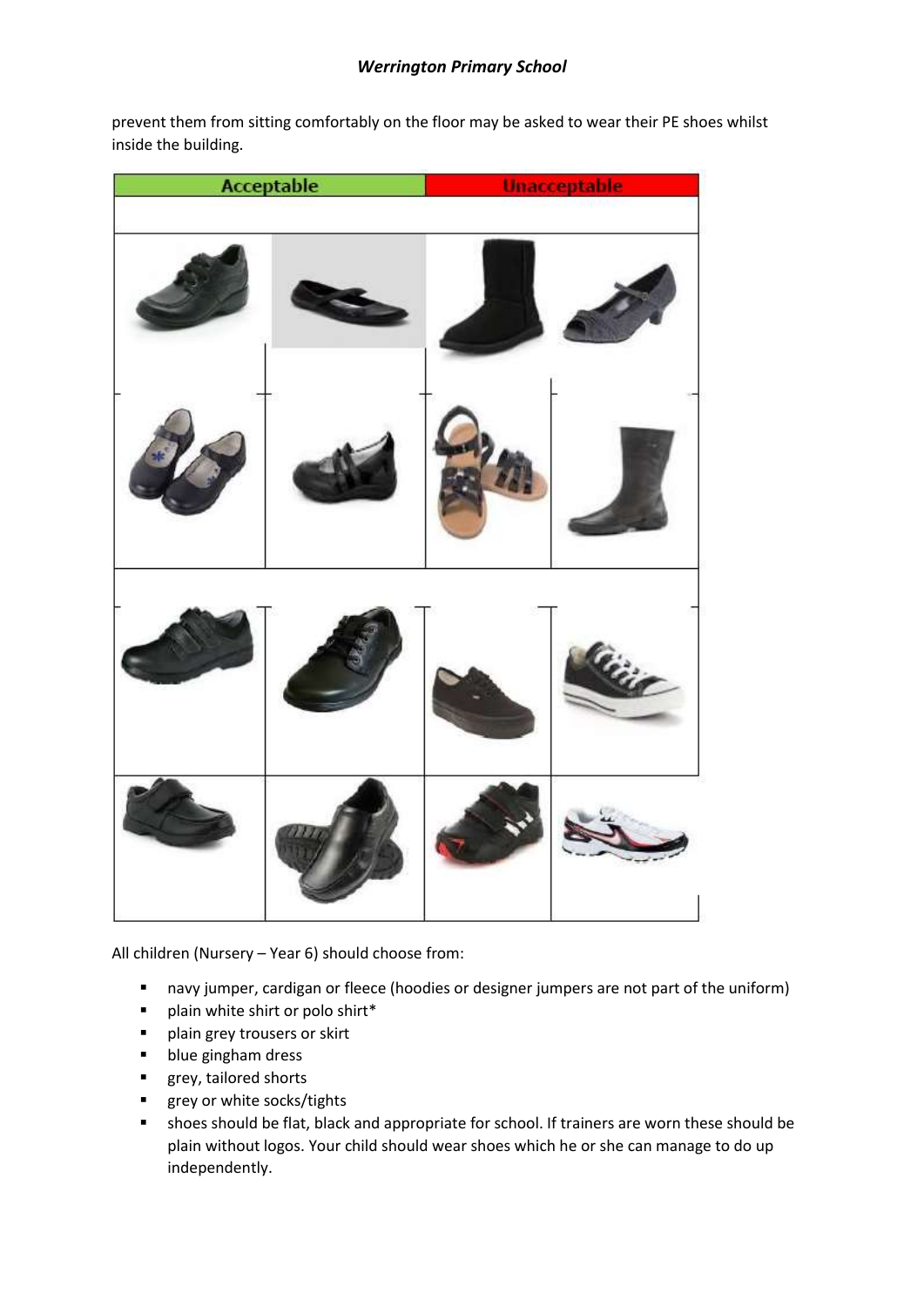prevent them from sitting comfortably on the floor may be asked to wear their PE shoes whilst inside the building.

| Acceptable | | Unacceptable | |
|---|---|---|---|
| | | | |
| | | | |
| | | | |
| | | | |

All children (Nursery – Year 6) should choose from:

- navy jumper, cardigan or fleece (hoodies or designer jumpers are not part of the uniform)
- plain white shirt or polo shirt*
- plain grey trousers or skirt
- blue gingham dress
- grey, tailored shorts
- grey or white socks/tights
- shoes should be flat, black and appropriate for school. If trainers are worn these should be plain without logos. Your child should wear shoes which he or she can manage to do up independently.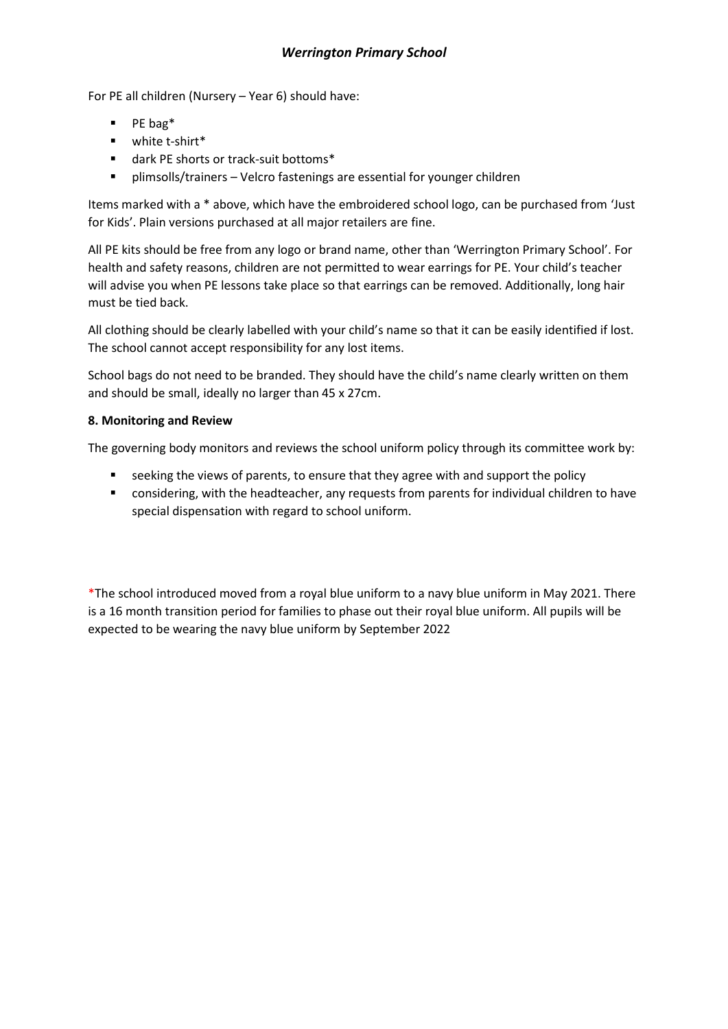For PE all children (Nursery – Year 6) should have:

- PE bag*
- white t-shirt*
- dark PE shorts or track-suit bottoms*
- plimsolls/trainers – Velcro fastenings are essential for younger children

Items marked with a * above, which have the embroidered school logo, can be purchased from 'Just for Kids'. Plain versions purchased at all major retailers are fine.

All PE kits should be free from any logo or brand name, other than 'Werrington Primary School'. For health and safety reasons, children are not permitted to wear earrings for PE. Your child's teacher will advise you when PE lessons take place so that earrings can be removed. Additionally, long hair must be tied back.

All clothing should be clearly labelled with your child's name so that it can be easily identified if lost. The school cannot accept responsibility for any lost items.

School bags do not need to be branded. They should have the child's name clearly written on them and should be small, ideally no larger than 45 x 27cm.

**8. Monitoring and Review**

The governing body monitors and reviews the school uniform policy through its committee work by:

- seeking the views of parents, to ensure that they agree with and support the policy
- considering, with the headteacher, any requests from parents for individual children to have special dispensation with regard to school uniform.

*The school introduced moved from a royal blue uniform to a navy blue uniform in May 2021. There is a 16 month transition period for families to phase out their royal blue uniform. All pupils will be expected to be wearing the navy blue uniform by September 2022